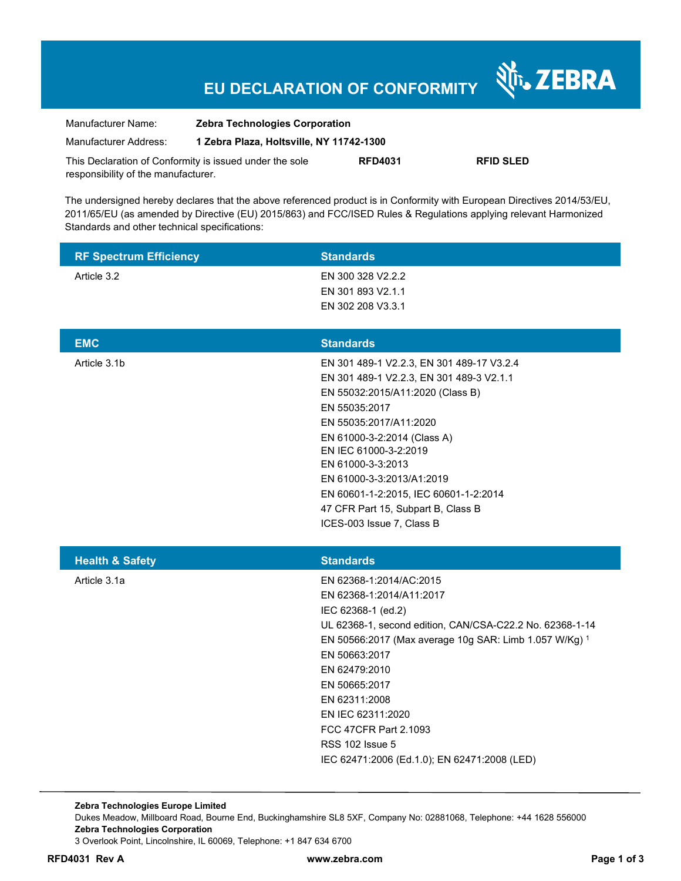# EU DECLARATION OF CONFORMITY

ZEBRA

| | |
|---|---|
| Manufacturer Name: | **Zebra Technologies Corporation** |
| Manufacturer Address: | **1 Zebra Plaza, Holtsville, NY 11742-1300** |

This Declaration of Conformity is issued under the sole responsibility of the manufacturer. **RFD4031** **RFID SLED**

The undersigned hereby declares that the above referenced product is in Conformity with European Directives 2014/53/EU, 2011/65/EU (as amended by Directive (EU) 2015/863) and FCC/ISED Rules & Regulations applying relevant Harmonized Standards and other technical specifications:

| RF Spectrum Efficiency | Standards |
|---|---|
| Article 3.2 | EN 300 328 V2.2.2<br>EN 301 893 V2.1.1<br>EN 302 208 V3.3.1 |

| EMC | Standards |
|---|---|
| Article 3.1b | EN 301 489-1 V2.2.3, EN 301 489-17 V3.2.4<br>EN 301 489-1 V2.2.3, EN 301 489-3 V2.1.1<br>EN 55032:2015/A11:2020 (Class B)<br>EN 55035:2017<br>EN 55035:2017/A11:2020<br>EN 61000-3-2:2014 (Class A)<br>EN IEC 61000-3-2:2019<br>EN 61000-3-3:2013<br>EN 61000-3-3:2013/A1:2019<br>EN 60601-1-2:2015, IEC 60601-1-2:2014<br>47 CFR Part 15, Subpart B, Class B<br>ICES-003 Issue 7, Class B |

| Health & Safety | Standards |
|---|---|
| Article 3.1a | EN 62368-1:2014/AC:2015<br>EN 62368-1:2014/A11:2017<br>IEC 62368-1 (ed.2)<br>UL 62368-1, second edition, CAN/CSA-C22.2 No. 62368-1-14<br>EN 50566:2017 (Max average 10g SAR: Limb 1.057 W/Kg) [1]<br>EN 50663:2017<br>EN 62479:2010<br>EN 50665:2017<br>EN 62311:2008<br>EN IEC 62311:2020<br>FCC 47CFR Part 2.1093<br>RSS 102 Issue 5<br>IEC 62471:2006 (Ed.1.0); EN 62471:2008 (LED) |

**Zebra Technologies Europe Limited**
Dukes Meadow, Millboard Road, Bourne End, Buckinghamshire SL8 5XF, Company No: 02881068, Telephone: +44 1628 556000
**Zebra Technologies Corporation**
3 Overlook Point, Lincolnshire, IL 60069, Telephone: +1 847 634 6700

**RFD4031 Rev A** **www.zebra.com**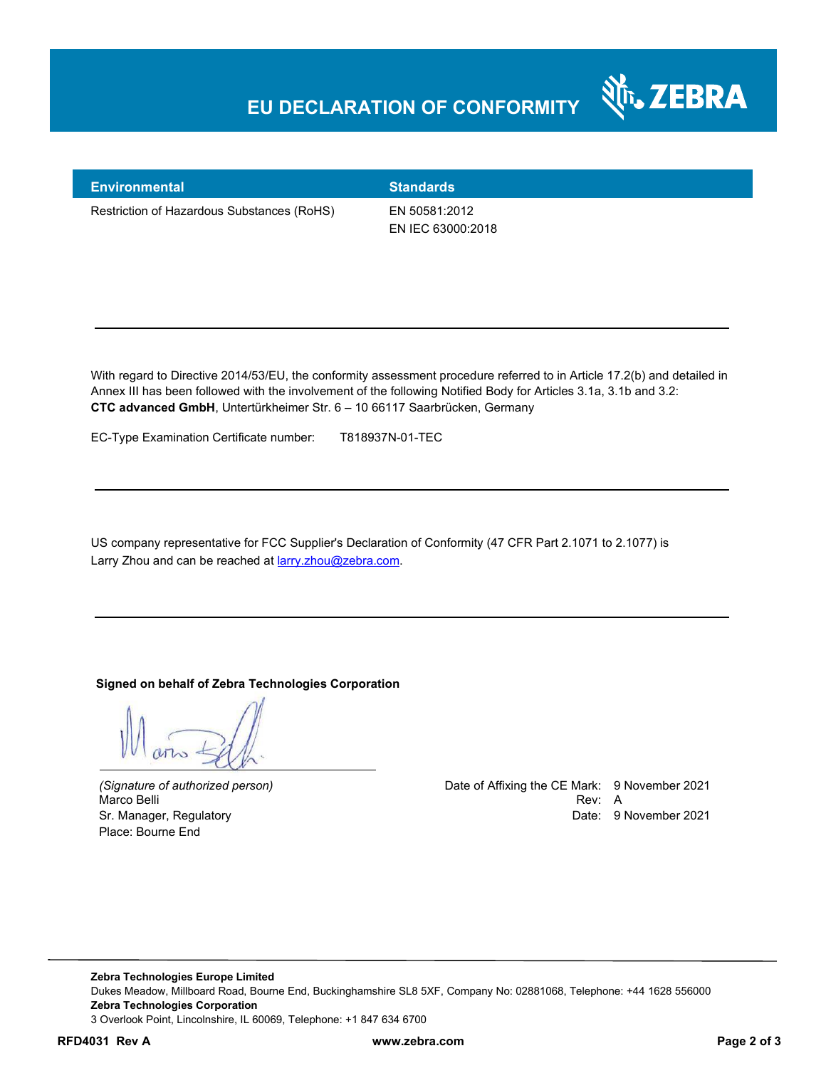# EU DECLARATION OF CONFORMITY

| Environmental | Standards |
|---|---|
| Restriction of Hazardous Substances (RoHS) | EN 50581:2012<br>EN IEC 63000:2018 |

---

With regard to Directive 2014/53/EU, the conformity assessment procedure referred to in Article 17.2(b) and detailed in Annex III has been followed with the involvement of the following Notified Body for Articles 3.1a, 3.1b and 3.2:
**CTC advanced GmbH**, Untertürkheimer Str. 6 – 10 66117 Saarbrücken, Germany

EC-Type Examination Certificate number: T818937N-01-TEC

---

US company representative for FCC Supplier's Declaration of Conformity (47 CFR Part 2.1071 to 2.1077) is Larry Zhou and can be reached at larry.zhou@zebra.com.

---

**Signed on behalf of Zebra Technologies Corporation**

*(Signature of authorized person)*
Marco Belli
Sr. Manager, Regulatory
Place: Bourne End

Date of Affixing the CE Mark: 9 November 2021
Rev: A
Date: 9 November 2021

**Zebra Technologies Europe Limited**
Dukes Meadow, Millboard Road, Bourne End, Buckinghamshire SL8 5XF, Company No: 02881068, Telephone: +44 1628 556000
**Zebra Technologies Corporation**
3 Overlook Point, Lincolnshire, IL 60069, Telephone: +1 847 634 6700

**RFD4031 Rev A** **www.zebra.com**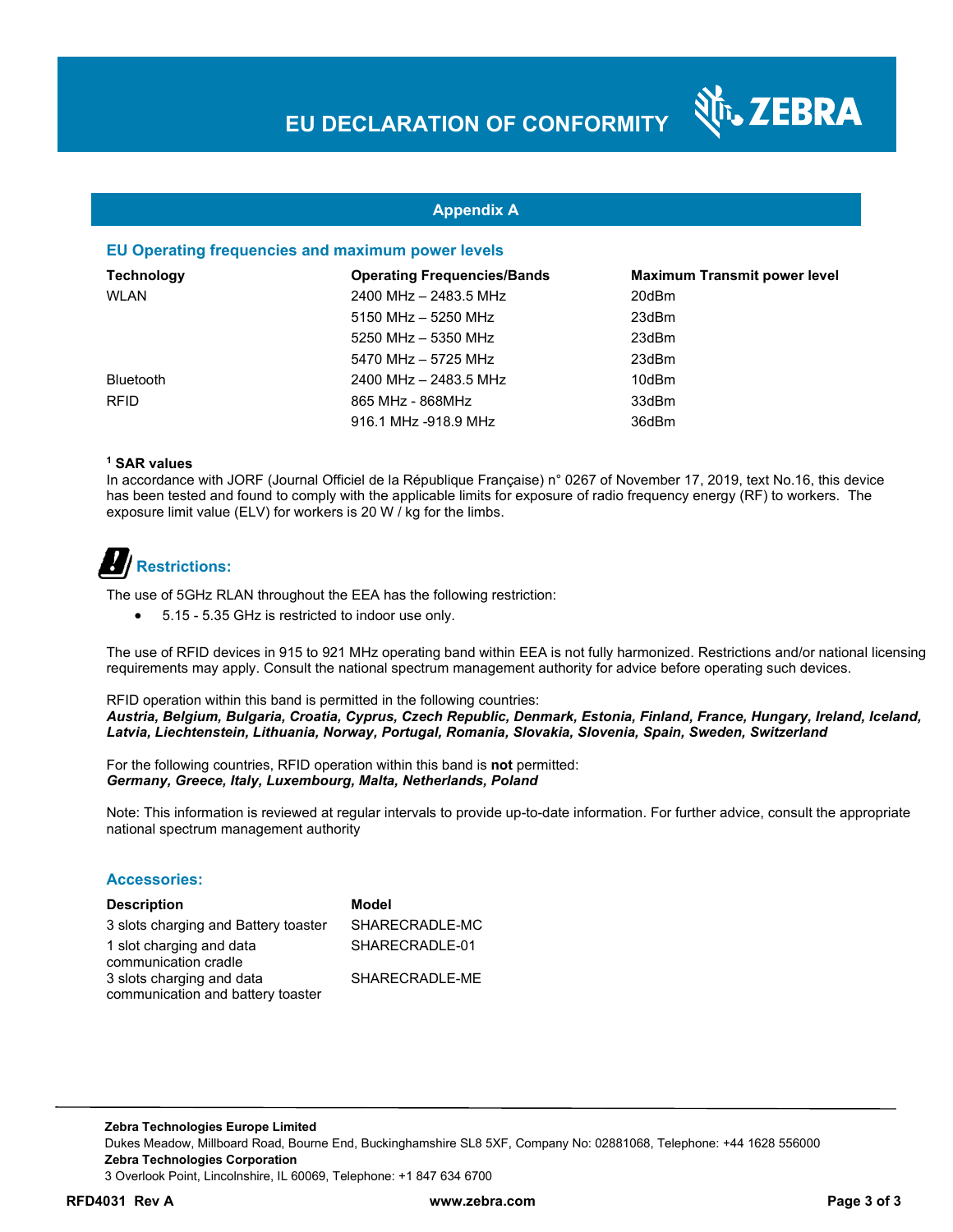# EU DECLARATION OF CONFORMITY

## Appendix A

### EU Operating frequencies and maximum power levels

| Technology | Operating Frequencies/Bands | Maximum Transmit power level |
|---|---|---|
| WLAN | 2400 MHz – 2483.5 MHz | 20dBm |
| | 5150 MHz – 5250 MHz | 23dBm |
| | 5250 MHz – 5350 MHz | 23dBm |
| | 5470 MHz – 5725 MHz | 23dBm |
| Bluetooth | 2400 MHz – 2483.5 MHz | 10dBm |
| RFID | 865 MHz - 868MHz | 33dBm |
| | 916.1 MHz -918.9 MHz | 36dBm |

**[1] SAR values**

In accordance with JORF (Journal Officiel de la République Française) n° 0267 of November 17, 2019, text No.16, this device has been tested and found to comply with the applicable limits for exposure of radio frequency energy (RF) to workers. The exposure limit value (ELV) for workers is 20 W / kg for the limbs.

### Restrictions:

The use of 5GHz RLAN throughout the EEA has the following restriction:

- 5.15 - 5.35 GHz is restricted to indoor use only.

The use of RFID devices in 915 to 921 MHz operating band within EEA is not fully harmonized. Restrictions and/or national licensing requirements may apply. Consult the national spectrum management authority for advice before operating such devices.

RFID operation within this band is permitted in the following countries:
***Austria, Belgium, Bulgaria, Croatia, Cyprus, Czech Republic, Denmark, Estonia, Finland, France, Hungary, Ireland, Iceland, Latvia, Liechtenstein, Lithuania, Norway, Portugal, Romania, Slovakia, Slovenia, Spain, Sweden, Switzerland***

For the following countries, RFID operation within this band is **not** permitted:
***Germany, Greece, Italy, Luxembourg, Malta, Netherlands, Poland***

Note: This information is reviewed at regular intervals to provide up-to-date information. For further advice, consult the appropriate national spectrum management authority

### Accessories:

| Description | Model |
|---|---|
| 3 slots charging and Battery toaster | SHARECRADLE-MC |
| 1 slot charging and data communication cradle | SHARECRADLE-01 |
| 3 slots charging and data communication and battery toaster | SHARECRADLE-ME |

**Zebra Technologies Europe Limited**
Dukes Meadow, Millboard Road, Bourne End, Buckinghamshire SL8 5XF, Company No: 02881068, Telephone: +44 1628 556000
**Zebra Technologies Corporation**
3 Overlook Point, Lincolnshire, IL 60069, Telephone: +1 847 634 6700

**RFD4031 Rev A** **www.zebra.com**